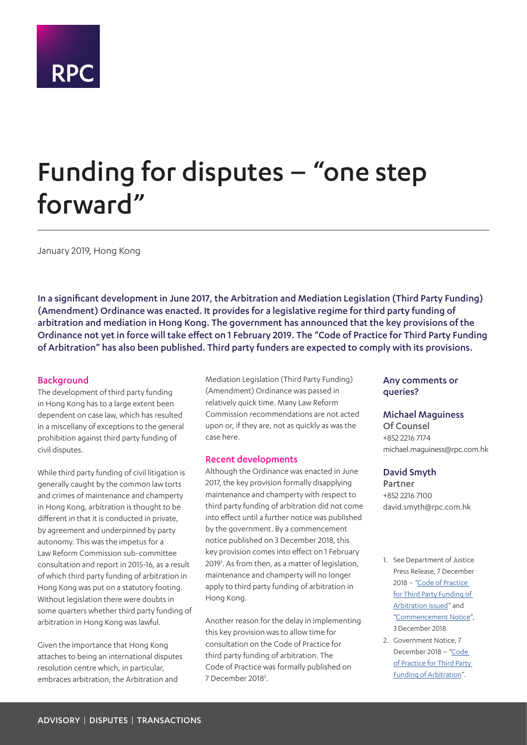RPC

# Funding for disputes – "one step forward"

January 2019, Hong Kong

**In a significant development in June 2017, the Arbitration and Mediation Legislation (Third Party Funding) (Amendment) Ordinance was enacted. It provides for a legislative regime for third party funding of arbitration and mediation in Hong Kong. The government has announced that the key provisions of the Ordinance not yet in force will take effect on 1 February 2019. The "Code of Practice for Third Party Funding of Arbitration" has also been published. Third party funders are expected to comply with its provisions.**

## Background

The development of third party funding in Hong Kong has to a large extent been dependent on case law, which has resulted in a miscellany of exceptions to the general prohibition against third party funding of civil disputes.

While third party funding of civil litigation is generally caught by the common law torts and crimes of maintenance and champerty in Hong Kong, arbitration is thought to be different in that it is conducted in private, by agreement and underpinned by party autonomy. This was the impetus for a Law Reform Commission sub-committee consultation and report in 2015-16, as a result of which third party funding of arbitration in Hong Kong was put on a statutory footing. Without legislation there were doubts in some quarters whether third party funding of arbitration in Hong Kong was lawful.

Given the importance that Hong Kong attaches to being an international disputes resolution centre which, in particular, embraces arbitration, the Arbitration and Mediation Legislation (Third Party Funding) (Amendment) Ordinance was passed in relatively quick time. Many Law Reform Commission recommendations are not acted upon or, if they are, not as quickly as was the case here.

## Recent developments

Although the Ordinance was enacted in June 2017, the key provision formally disapplying maintenance and champerty with respect to third party funding of arbitration did not come into effect until a further notice was published by the government. By a commencement notice published on 3 December 2018, this key provision comes into effect on 1 February 2019[1]. As from then, as a matter of legislation, maintenance and champerty will no longer apply to third party funding of arbitration in Hong Kong.

Another reason for the delay in implementing this key provision was to allow time for consultation on the Code of Practice for third party funding of arbitration. The Code of Practice was formally published on 7 December 2018[2].

### Any comments or queries?

**Michael Maguiness**
Of Counsel
+852 2216 7174
michael.maguiness@rpc.com.hk

**David Smyth**
Partner
+852 2216 7100
david.smyth@rpc.com.hk

1. See Department of Justice Press Release, 7 December 2018 – "Code of Practice for Third Party Funding of Arbitration issued" and "Commencement Notice", 3 December 2018.
2. Government Notice, 7 December 2018 – "Code of Practice for Third Party Funding of Arbitration".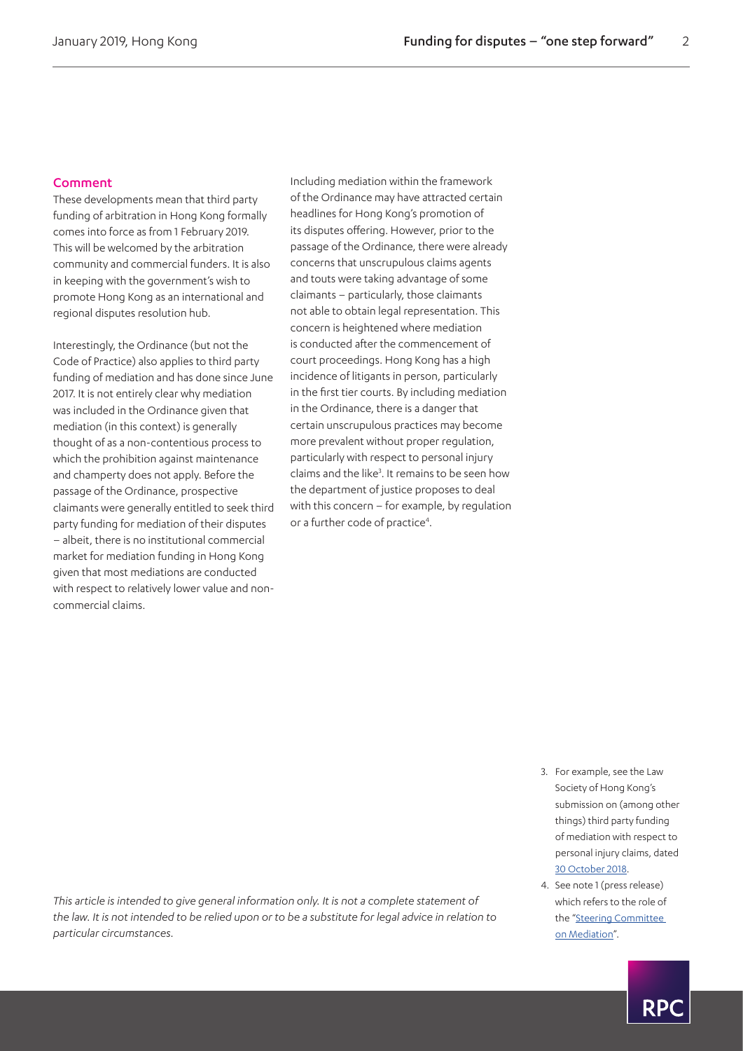## Comment

These developments mean that third party funding of arbitration in Hong Kong formally comes into force as from 1 February 2019. This will be welcomed by the arbitration community and commercial funders. It is also in keeping with the government's wish to promote Hong Kong as an international and regional disputes resolution hub.

Interestingly, the Ordinance (but not the Code of Practice) also applies to third party funding of mediation and has done since June 2017. It is not entirely clear why mediation was included in the Ordinance given that mediation (in this context) is generally thought of as a non-contentious process to which the prohibition against maintenance and champerty does not apply. Before the passage of the Ordinance, prospective claimants were generally entitled to seek third party funding for mediation of their disputes – albeit, there is no institutional commercial market for mediation funding in Hong Kong given that most mediations are conducted with respect to relatively lower value and non-commercial claims.

Including mediation within the framework of the Ordinance may have attracted certain headlines for Hong Kong's promotion of its disputes offering. However, prior to the passage of the Ordinance, there were already concerns that unscrupulous claims agents and touts were taking advantage of some claimants – particularly, those claimants not able to obtain legal representation. This concern is heightened where mediation is conducted after the commencement of court proceedings. Hong Kong has a high incidence of litigants in person, particularly in the first tier courts. By including mediation in the Ordinance, there is a danger that certain unscrupulous practices may become more prevalent without proper regulation, particularly with respect to personal injury claims and the like[3]. It remains to be seen how the department of justice proposes to deal with this concern – for example, by regulation or a further code of practice[4].

*This article is intended to give general information only. It is not a complete statement of the law. It is not intended to be relied upon or to be a substitute for legal advice in relation to particular circumstances.*

3. For example, see the Law Society of Hong Kong's submission on (among other things) third party funding of mediation with respect to personal injury claims, dated 30 October 2018.
4. See note 1 (press release) which refers to the role of the "Steering Committee on Mediation".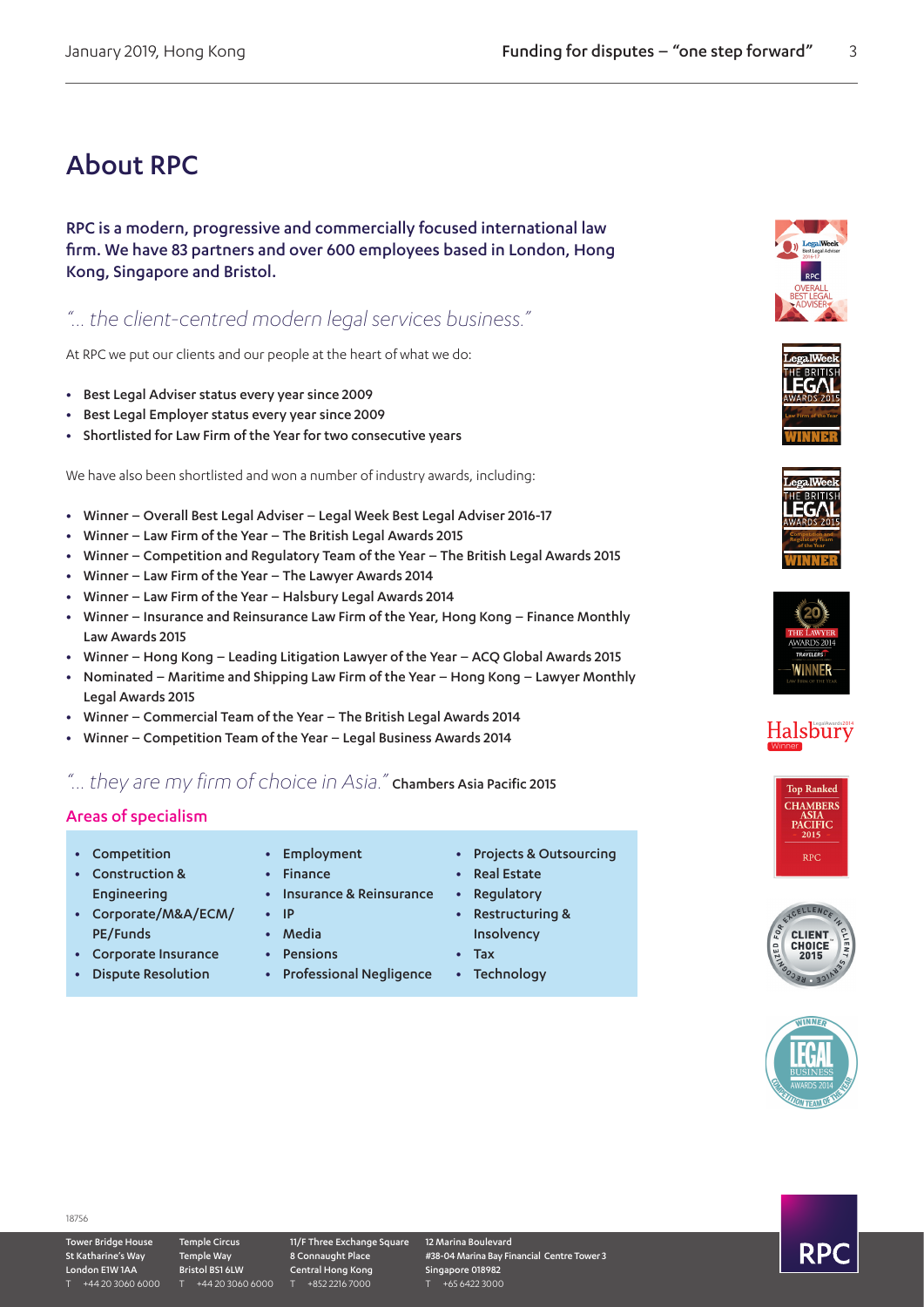# About RPC

**RPC is a modern, progressive and commercially focused international law firm. We have 83 partners and over 600 employees based in London, Hong Kong, Singapore and Bristol.**

*"... the client-centred modern legal services business."*

At RPC we put our clients and our people at the heart of what we do:

- Best Legal Adviser status every year since 2009
- Best Legal Employer status every year since 2009
- Shortlisted for Law Firm of the Year for two consecutive years

We have also been shortlisted and won a number of industry awards, including:

- Winner – Overall Best Legal Adviser – Legal Week Best Legal Adviser 2016-17
- Winner – Law Firm of the Year – The British Legal Awards 2015
- Winner – Competition and Regulatory Team of the Year – The British Legal Awards 2015
- Winner – Law Firm of the Year – The Lawyer Awards 2014
- Winner – Law Firm of the Year – Halsbury Legal Awards 2014
- Winner – Insurance and Reinsurance Law Firm of the Year, Hong Kong – Finance Monthly Law Awards 2015
- Winner – Hong Kong – Leading Litigation Lawyer of the Year – ACQ Global Awards 2015
- Nominated – Maritime and Shipping Law Firm of the Year – Hong Kong – Lawyer Monthly Legal Awards 2015
- Winner – Commercial Team of the Year – The British Legal Awards 2014
- Winner – Competition Team of the Year – Legal Business Awards 2014

*"... they are my firm of choice in Asia."* Chambers Asia Pacific 2015

## Areas of specialism

- Competition
- Construction & Engineering
- Corporate/M&A/ECM/PE/Funds
- Corporate Insurance
- Dispute Resolution
- Employment
- Finance
- Insurance & Reinsurance
- IP
- Media
- Pensions
- Professional Negligence
- Projects & Outsourcing
- Real Estate
- Regulatory
- Restructuring & Insolvency
- Tax
- Technology

18756

Tower Bridge House
St Katharine's Way
London E1W 1AA
T +44 20 3060 6000

Temple Circus
Temple Way
Bristol BS1 6LW
T +44 20 3060 6000

11/F Three Exchange Square
8 Connaught Place
Central Hong Kong
T +852 2216 7000

12 Marina Boulevard
#38-04 Marina Bay Financial Centre Tower 3
Singapore 018982
T +65 6422 3000